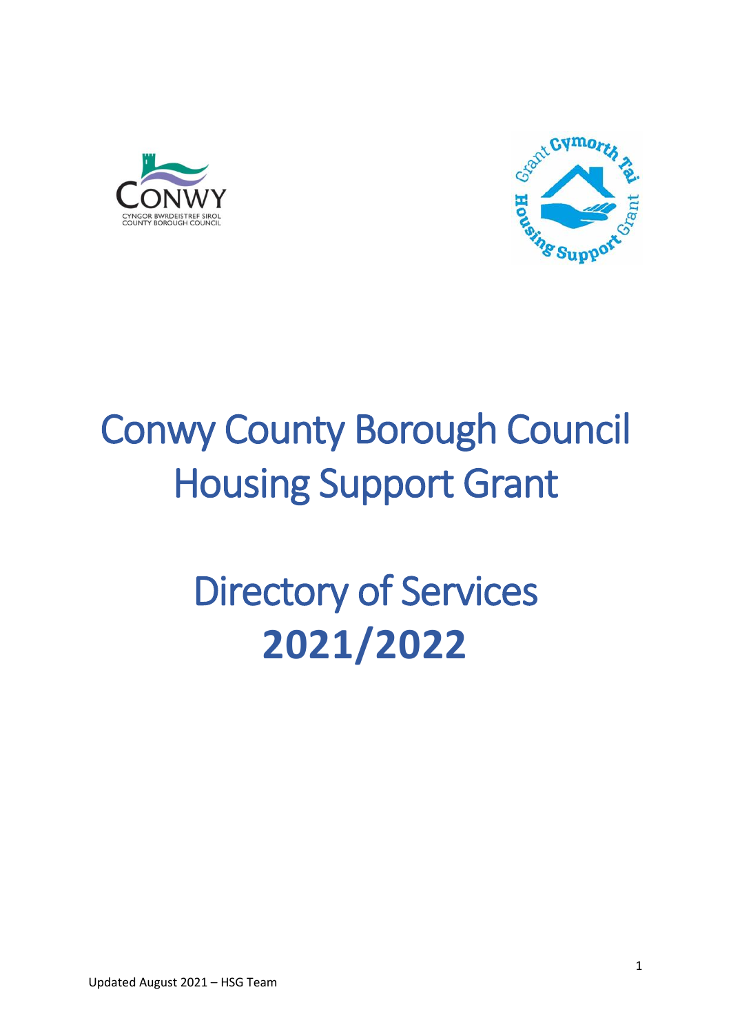# Conwy County Borough Council Housing Support Grant

# Directory of Services **2021/2022**

Updated August 2021 – HSG Team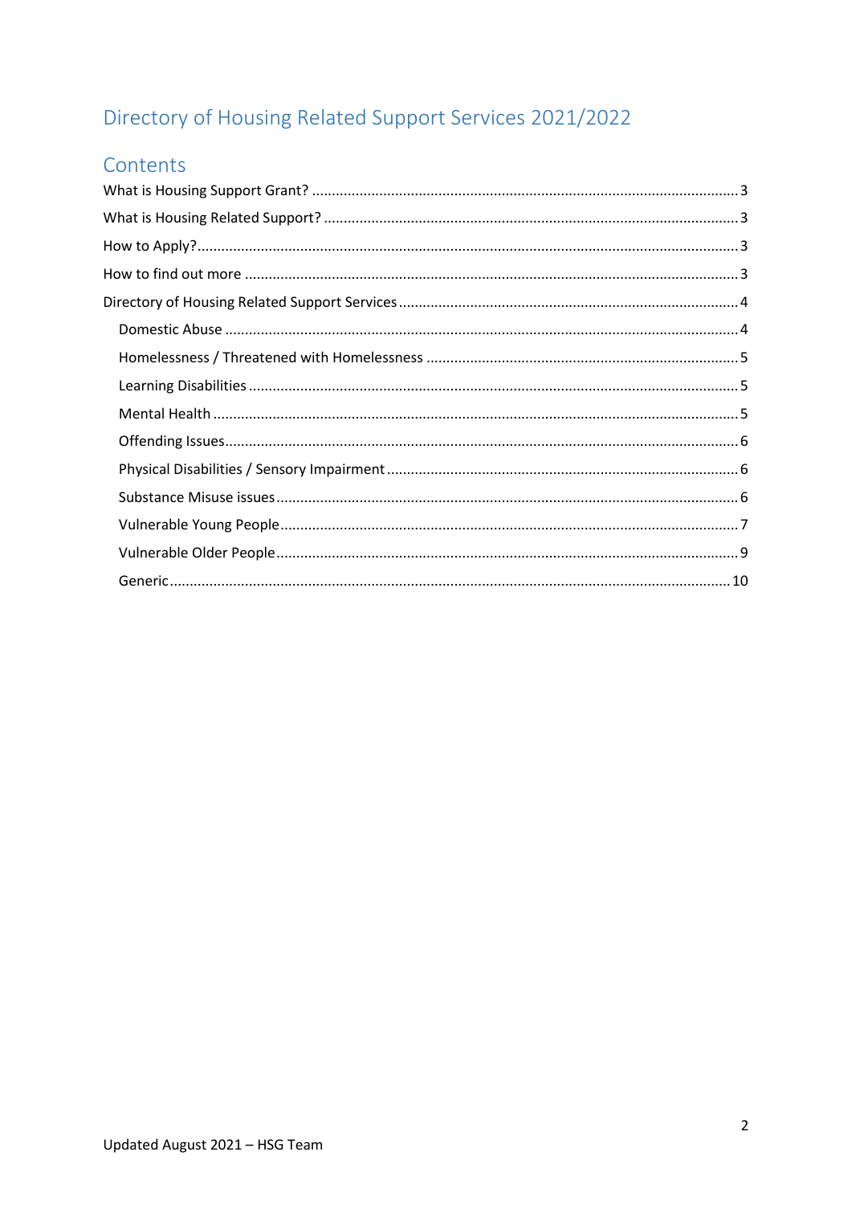# Directory of Housing Related Support Services 2021/2022

## Contents

What is Housing Support Grant? .......... 3

What is Housing Related Support? .......... 3

How to Apply? .......... 3

How to find out more .......... 3

Directory of Housing Related Support Services .......... 4

- Domestic Abuse .......... 4
- Homelessness / Threatened with Homelessness .......... 5
- Learning Disabilities .......... 5
- Mental Health .......... 5
- Offending Issues .......... 6
- Physical Disabilities / Sensory Impairment .......... 6
- Substance Misuse issues .......... 6
- Vulnerable Young People .......... 7
- Vulnerable Older People .......... 9
- Generic .......... 10

Updated August 2021 – HSG Team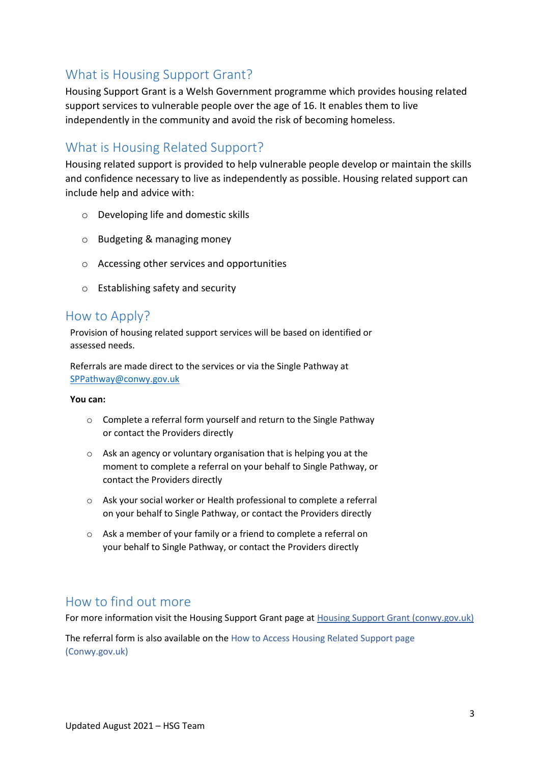## What is Housing Support Grant?

Housing Support Grant is a Welsh Government programme which provides housing related support services to vulnerable people over the age of 16. It enables them to live independently in the community and avoid the risk of becoming homeless.

## What is Housing Related Support?

Housing related support is provided to help vulnerable people develop or maintain the skills and confidence necessary to live as independently as possible. Housing related support can include help and advice with:

- Developing life and domestic skills
- Budgeting & managing money
- Accessing other services and opportunities
- Establishing safety and security

## How to Apply?

Provision of housing related support services will be based on identified or assessed needs.

Referrals are made direct to the services or via the Single Pathway at SPPathway@conwy.gov.uk

**You can:**

- Complete a referral form yourself and return to the Single Pathway or contact the Providers directly
- Ask an agency or voluntary organisation that is helping you at the moment to complete a referral on your behalf to Single Pathway, or contact the Providers directly
- Ask your social worker or Health professional to complete a referral on your behalf to Single Pathway, or contact the Providers directly
- Ask a member of your family or a friend to complete a referral on your behalf to Single Pathway, or contact the Providers directly

## How to find out more

For more information visit the Housing Support Grant page at Housing Support Grant (conwy.gov.uk)

The referral form is also available on the How to Access Housing Related Support page (Conwy.gov.uk)

Updated August 2021 – HSG Team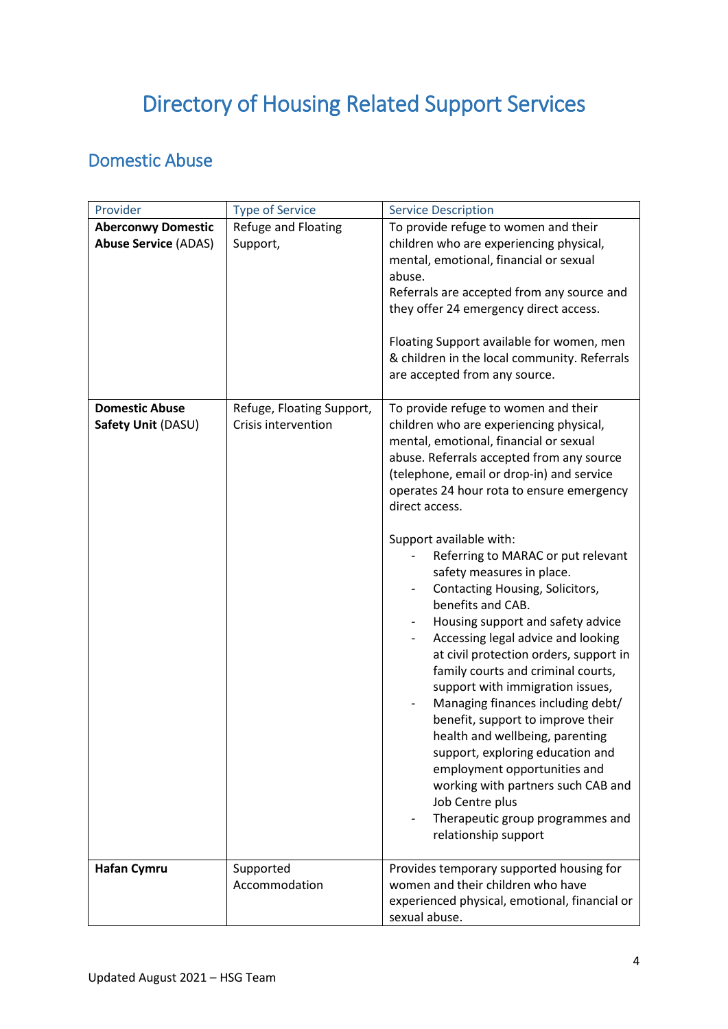# Directory of Housing Related Support Services

## Domestic Abuse

| Provider | Type of Service | Service Description |
|---|---|---|
| **Aberconwy Domestic Abuse Service** (ADAS) | Refuge and Floating Support, | To provide refuge to women and their children who are experiencing physical, mental, emotional, financial or sexual abuse.<br>Referrals are accepted from any source and they offer 24 emergency direct access.<br><br>Floating Support available for women, men & children in the local community. Referrals are accepted from any source. |
| **Domestic Abuse Safety Unit** (DASU) | Refuge, Floating Support, Crisis intervention | To provide refuge to women and their children who are experiencing physical, mental, emotional, financial or sexual abuse. Referrals accepted from any source (telephone, email or drop-in) and service operates 24 hour rota to ensure emergency direct access.<br><br>Support available with:<br>- Referring to MARAC or put relevant safety measures in place.<br>- Contacting Housing, Solicitors, benefits and CAB.<br>- Housing support and safety advice<br>- Accessing legal advice and looking at civil protection orders, support in family courts and criminal courts, support with immigration issues,<br>- Managing finances including debt/ benefit, support to improve their health and wellbeing, parenting support, exploring education and employment opportunities and working with partners such CAB and Job Centre plus<br>- Therapeutic group programmes and relationship support |
| **Hafan Cymru** | Supported Accommodation | Provides temporary supported housing for women and their children who have experienced physical, emotional, financial or sexual abuse. |

Updated August 2021 – HSG Team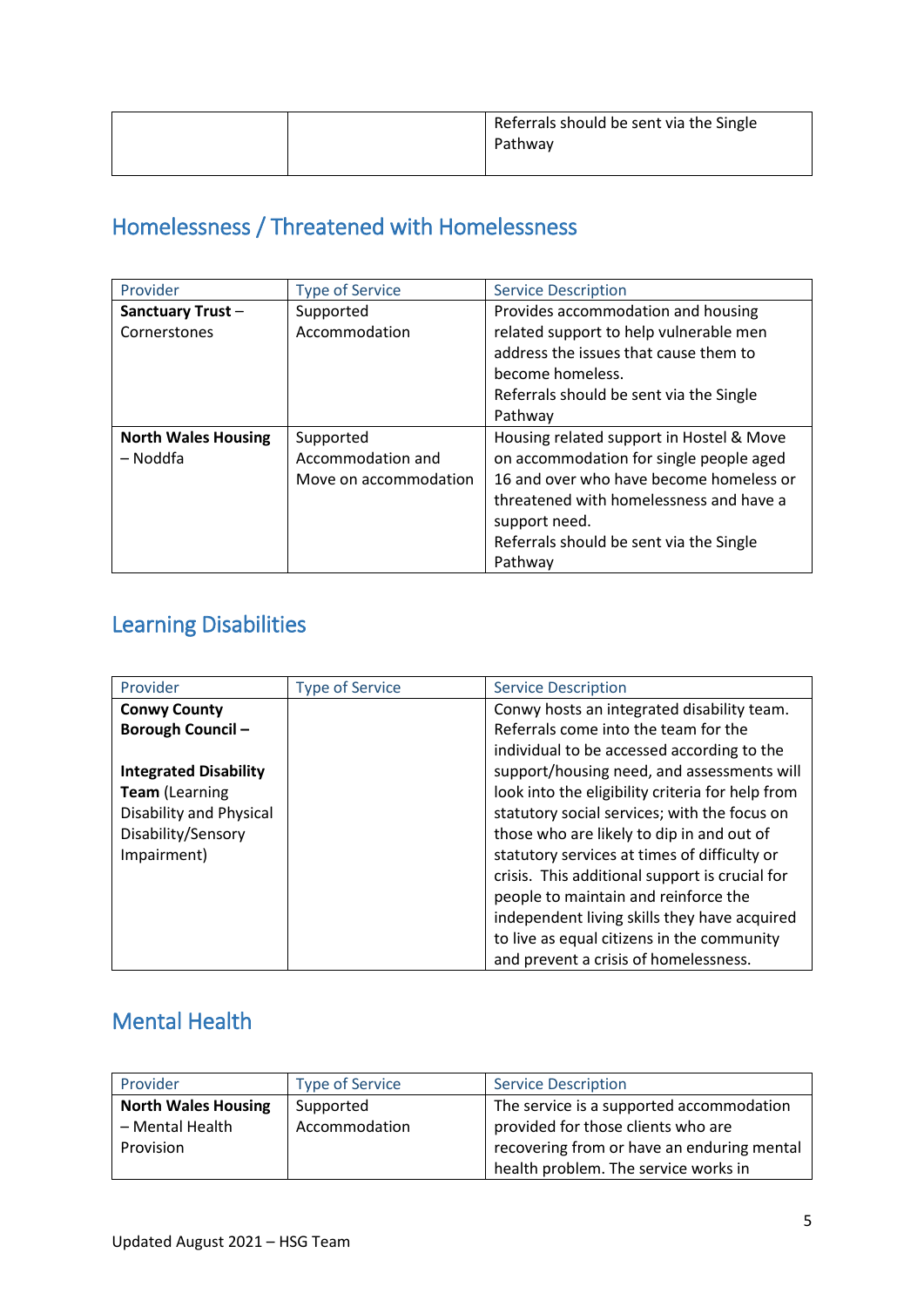| | | Referrals should be sent via the Single Pathway |
|---|---|---|

## Homelessness / Threatened with Homelessness

| Provider | Type of Service | Service Description |
|---|---|---|
| **Sanctuary Trust** – Cornerstones | Supported Accommodation | Provides accommodation and housing related support to help vulnerable men address the issues that cause them to become homeless.<br>Referrals should be sent via the Single Pathway |
| **North Wales Housing** – Noddfa | Supported Accommodation and Move on accommodation | Housing related support in Hostel & Move on accommodation for single people aged 16 and over who have become homeless or threatened with homelessness and have a support need.<br>Referrals should be sent via the Single Pathway |

## Learning Disabilities

| Provider | Type of Service | Service Description |
|---|---|---|
| **Conwy County Borough Council –**<br><br>**Integrated Disability Team** (Learning Disability and Physical Disability/Sensory Impairment) | | Conwy hosts an integrated disability team. Referrals come into the team for the individual to be accessed according to the support/housing need, and assessments will look into the eligibility criteria for help from statutory social services; with the focus on those who are likely to dip in and out of statutory services at times of difficulty or crisis. This additional support is crucial for people to maintain and reinforce the independent living skills they have acquired to live as equal citizens in the community and prevent a crisis of homelessness. |

## Mental Health

| Provider | Type of Service | Service Description |
|---|---|---|
| **North Wales Housing** – Mental Health Provision | Supported Accommodation | The service is a supported accommodation provided for those clients who are recovering from or have an enduring mental health problem. The service works in |

Updated August 2021 – HSG Team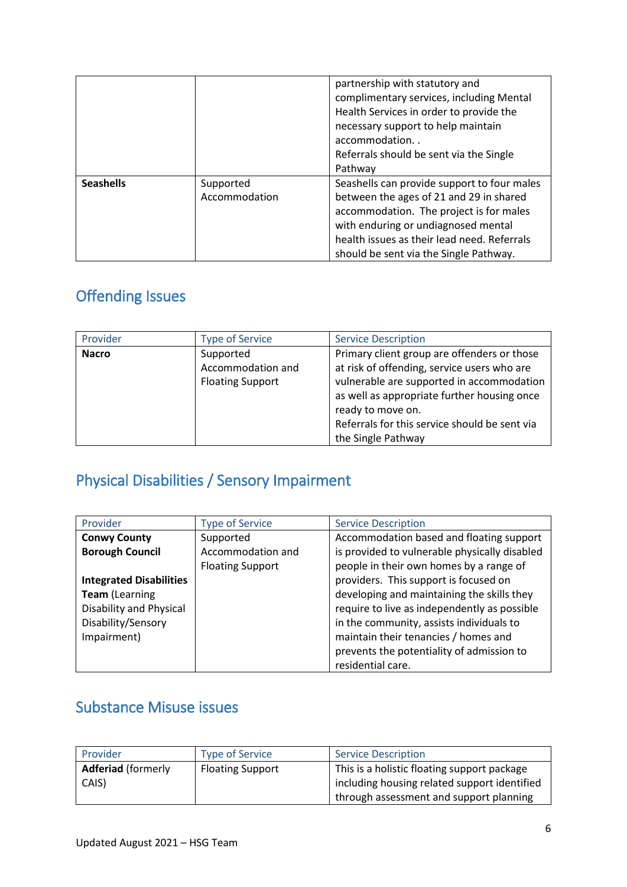| | | |
|---|---|---|
| | | partnership with statutory and complimentary services, including Mental Health Services in order to provide the necessary support to help maintain accommodation. . Referrals should be sent via the Single Pathway |
| **Seashells** | Supported Accommodation | Seashells can provide support to four males between the ages of 21 and 29 in shared accommodation. The project is for males with enduring or undiagnosed mental health issues as their lead need. Referrals should be sent via the Single Pathway. |

## Offending Issues

| Provider | Type of Service | Service Description |
|---|---|---|
| **Nacro** | Supported Accommodation and Floating Support | Primary client group are offenders or those at risk of offending, service users who are vulnerable are supported in accommodation as well as appropriate further housing once ready to move on. Referrals for this service should be sent via the Single Pathway |

## Physical Disabilities / Sensory Impairment

| Provider | Type of Service | Service Description |
|---|---|---|
| **Conwy County Borough Council** **Integrated Disabilities Team** (Learning Disability and Physical Disability/Sensory Impairment) | Supported Accommodation and Floating Support | Accommodation based and floating support is provided to vulnerable physically disabled people in their own homes by a range of providers. This support is focused on developing and maintaining the skills they require to live as independently as possible in the community, assists individuals to maintain their tenancies / homes and prevents the potentiality of admission to residential care. |

## Substance Misuse issues

| Provider | Type of Service | Service Description |
|---|---|---|
| **Adferiad** (formerly CAIS) | Floating Support | This is a holistic floating support package including housing related support identified through assessment and support planning |

Updated August 2021 – HSG Team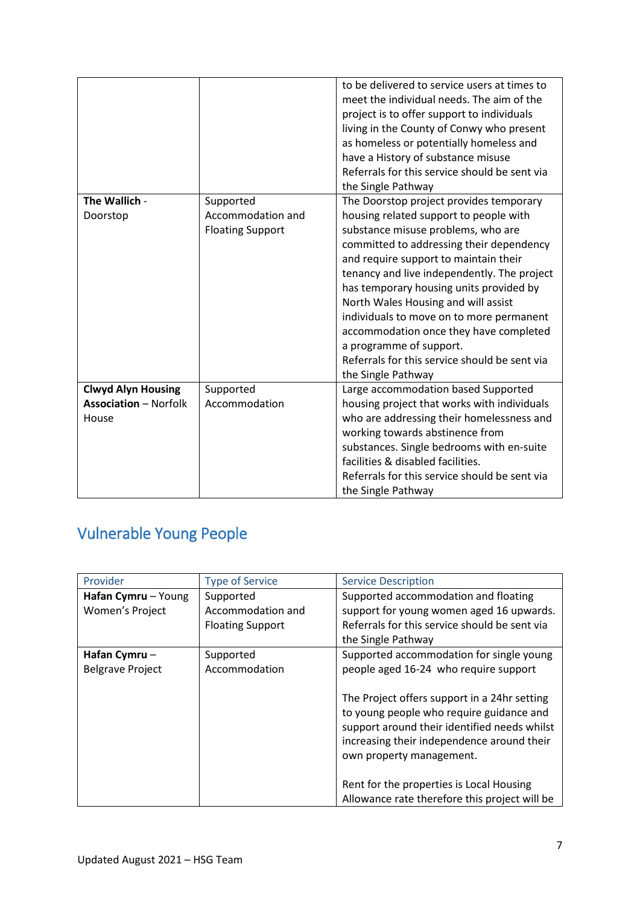| | | |
|---|---|---|
| | | to be delivered to service users at times to meet the individual needs. The aim of the project is to offer support to individuals living in the County of Conwy who present as homeless or potentially homeless and have a History of substance misuse Referrals for this service should be sent via the Single Pathway |
| **The Wallich** - Doorstop | Supported Accommodation and Floating Support | The Doorstop project provides temporary housing related support to people with substance misuse problems, who are committed to addressing their dependency and require support to maintain their tenancy and live independently. The project has temporary housing units provided by North Wales Housing and will assist individuals to move on to more permanent accommodation once they have completed a programme of support. Referrals for this service should be sent via the Single Pathway |
| **Clwyd Alyn Housing Association** – Norfolk House | Supported Accommodation | Large accommodation based Supported housing project that works with individuals who are addressing their homelessness and working towards abstinence from substances. Single bedrooms with en-suite facilities & disabled facilities. Referrals for this service should be sent via the Single Pathway |

## Vulnerable Young People

| Provider | Type of Service | Service Description |
|---|---|---|
| **Hafan Cymru** – Young Women's Project | Supported Accommodation and Floating Support | Supported accommodation and floating support for young women aged 16 upwards. Referrals for this service should be sent via the Single Pathway |
| **Hafan Cymru** – Belgrave Project | Supported Accommodation | Supported accommodation for single young people aged 16-24 who require support<br><br>The Project offers support in a 24hr setting to young people who require guidance and support around their identified needs whilst increasing their independence around their own property management.<br><br>Rent for the properties is Local Housing Allowance rate therefore this project will be |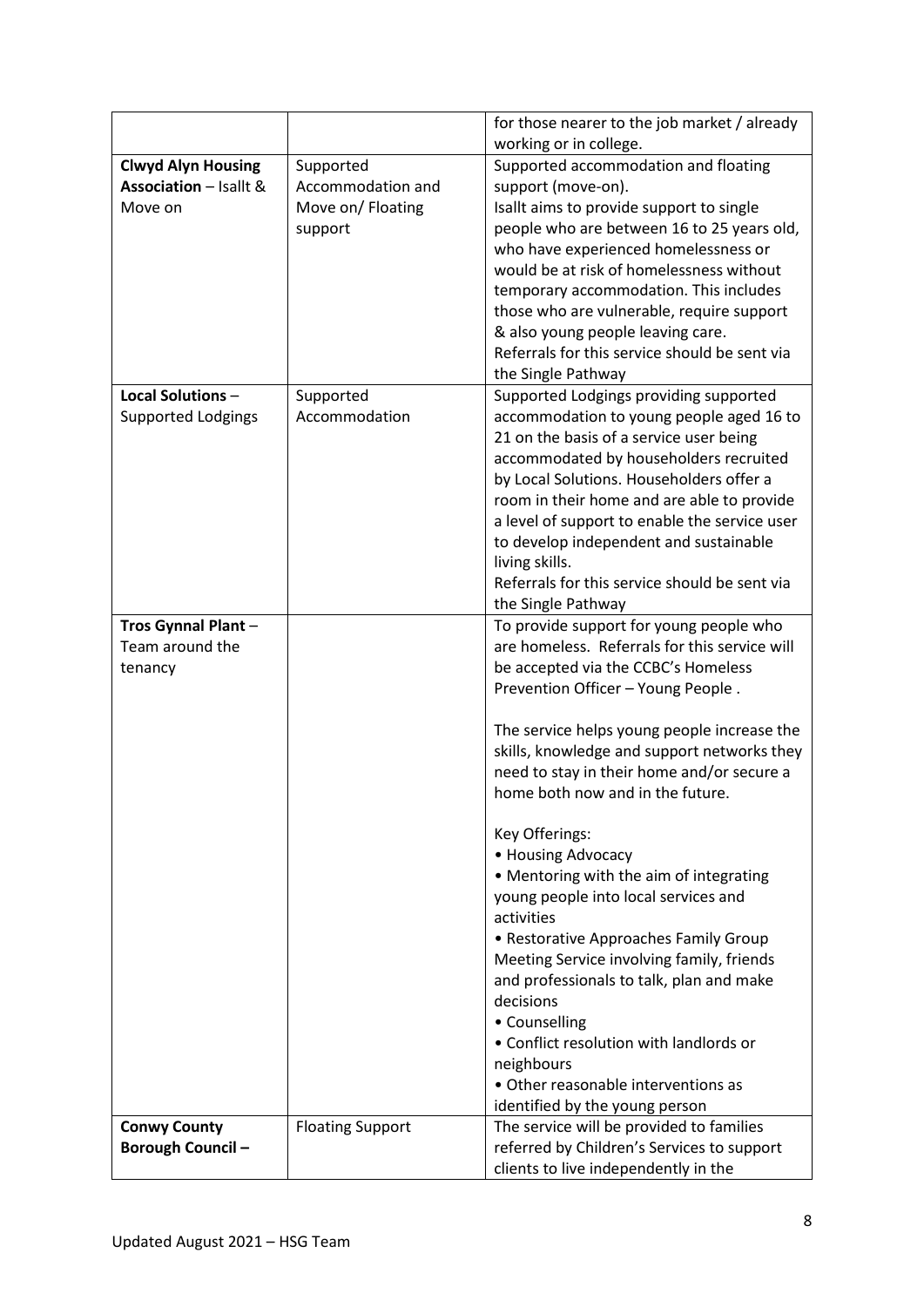| | | |
|---|---|---|
| | | for those nearer to the job market / already working or in college. |
| **Clwyd Alyn Housing Association** – Isallt & Move on | Supported Accommodation and Move on/ Floating support | Supported accommodation and floating support (move-on).<br>Isallt aims to provide support to single people who are between 16 to 25 years old, who have experienced homelessness or would be at risk of homelessness without temporary accommodation. This includes those who are vulnerable, require support & also young people leaving care.<br>Referrals for this service should be sent via the Single Pathway |
| **Local Solutions** – Supported Lodgings | Supported Accommodation | Supported Lodgings providing supported accommodation to young people aged 16 to 21 on the basis of a service user being accommodated by householders recruited by Local Solutions. Householders offer a room in their home and are able to provide a level of support to enable the service user to develop independent and sustainable living skills.<br>Referrals for this service should be sent via the Single Pathway |
| **Tros Gynnal Plant** – Team around the tenancy | | To provide support for young people who are homeless. Referrals for this service will be accepted via the CCBC's Homeless Prevention Officer – Young People .<br><br>The service helps young people increase the skills, knowledge and support networks they need to stay in their home and/or secure a home both now and in the future.<br><br>Key Offerings:<br>• Housing Advocacy<br>• Mentoring with the aim of integrating young people into local services and activities<br>• Restorative Approaches Family Group Meeting Service involving family, friends and professionals to talk, plan and make decisions<br>• Counselling<br>• Conflict resolution with landlords or neighbours<br>• Other reasonable interventions as identified by the young person |
| **Conwy County Borough Council** – | Floating Support | The service will be provided to families referred by Children's Services to support clients to live independently in the |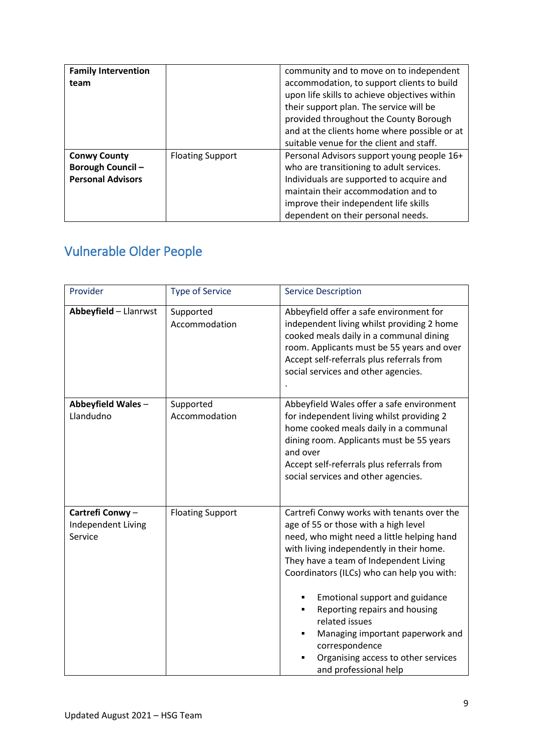| | | |
|---|---|---|
| **Family Intervention team** | | community and to move on to independent accommodation, to support clients to build upon life skills to achieve objectives within their support plan. The service will be provided throughout the County Borough and at the clients home where possible or at suitable venue for the client and staff. |
| **Conwy County Borough Council – Personal Advisors** | Floating Support | Personal Advisors support young people 16+ who are transitioning to adult services. Individuals are supported to acquire and maintain their accommodation and to improve their independent life skills dependent on their personal needs. |

## Vulnerable Older People

| Provider | Type of Service | Service Description |
|---|---|---|
| **Abbeyfield** – Llanrwst | Supported Accommodation | Abbeyfield offer a safe environment for independent living whilst providing 2 home cooked meals daily in a communal dining room. Applicants must be 55 years and over Accept self-referrals plus referrals from social services and other agencies. . |
| **Abbeyfield Wales** – Llandudno | Supported Accommodation | Abbeyfield Wales offer a safe environment for independent living whilst providing 2 home cooked meals daily in a communal dining room. Applicants must be 55 years and over Accept self-referrals plus referrals from social services and other agencies. |
| **Cartrefi Conwy** – Independent Living Service | Floating Support | Cartrefi Conwy works with tenants over the age of 55 or those with a high level need, who might need a little helping hand with living independently in their home. They have a team of Independent Living Coordinators (ILCs) who can help you with: <br>▪ Emotional support and guidance <br>▪ Reporting repairs and housing related issues <br>▪ Managing important paperwork and correspondence <br>▪ Organising access to other services and professional help |

Updated August 2021 – HSG Team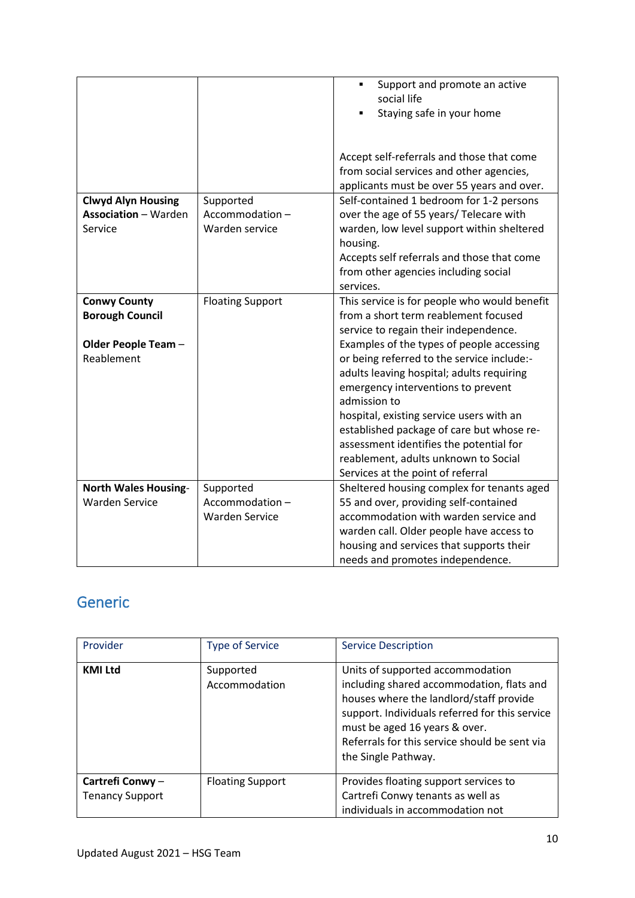| | | |
|---|---|---|
| | | ▪ Support and promote an active social life<br>▪ Staying safe in your home<br><br>Accept self-referrals and those that come from social services and other agencies, applicants must be over 55 years and over. |
| **Clwyd Alyn Housing Association** – Warden Service | Supported Accommodation – Warden service | Self-contained 1 bedroom for 1-2 persons over the age of 55 years/ Telecare with warden, low level support within sheltered housing.<br>Accepts self referrals and those that come from other agencies including social services. |
| **Conwy County Borough Council**<br><br>**Older People Team** – Reablement | Floating Support | This service is for people who would benefit from a short term reablement focused service to regain their independence.<br>Examples of the types of people accessing or being referred to the service include:- adults leaving hospital; adults requiring emergency interventions to prevent admission to<br>hospital, existing service users with an established package of care but whose re-assessment identifies the potential for reablement, adults unknown to Social Services at the point of referral |
| **North Wales Housing**- Warden Service | Supported Accommodation – Warden Service | Sheltered housing complex for tenants aged 55 and over, providing self-contained accommodation with warden service and warden call. Older people have access to housing and services that supports their needs and promotes independence. |

## Generic

| Provider | Type of Service | Service Description |
|---|---|---|
| **KMI Ltd** | Supported Accommodation | Units of supported accommodation including shared accommodation, flats and houses where the landlord/staff provide support. Individuals referred for this service must be aged 16 years & over.<br>Referrals for this service should be sent via the Single Pathway. |
| **Cartrefi Conwy** – Tenancy Support | Floating Support | Provides floating support services to Cartrefi Conwy tenants as well as individuals in accommodation not |

Updated August 2021 – HSG Team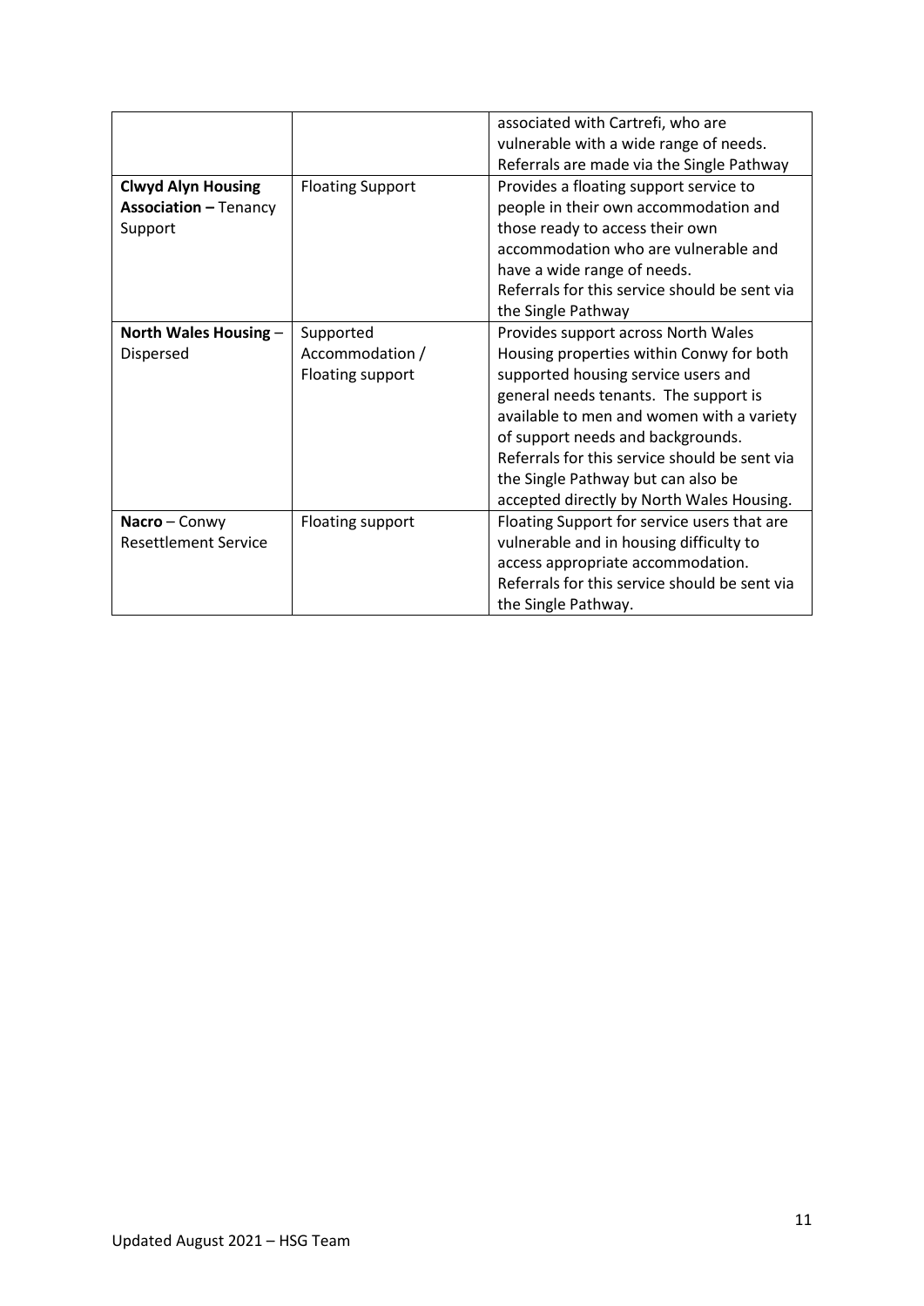| | | |
|---|---|---|
| | | associated with Cartrefi, who are vulnerable with a wide range of needs. Referrals are made via the Single Pathway |
| **Clwyd Alyn Housing Association –** Tenancy Support | Floating Support | Provides a floating support service to people in their own accommodation and those ready to access their own accommodation who are vulnerable and have a wide range of needs. Referrals for this service should be sent via the Single Pathway |
| **North Wales Housing** – Dispersed | Supported Accommodation / Floating support | Provides support across North Wales Housing properties within Conwy for both supported housing service users and general needs tenants. The support is available to men and women with a variety of support needs and backgrounds. Referrals for this service should be sent via the Single Pathway but can also be accepted directly by North Wales Housing. |
| **Nacro** – Conwy Resettlement Service | Floating support | Floating Support for service users that are vulnerable and in housing difficulty to access appropriate accommodation. Referrals for this service should be sent via the Single Pathway. |

Updated August 2021 – HSG Team